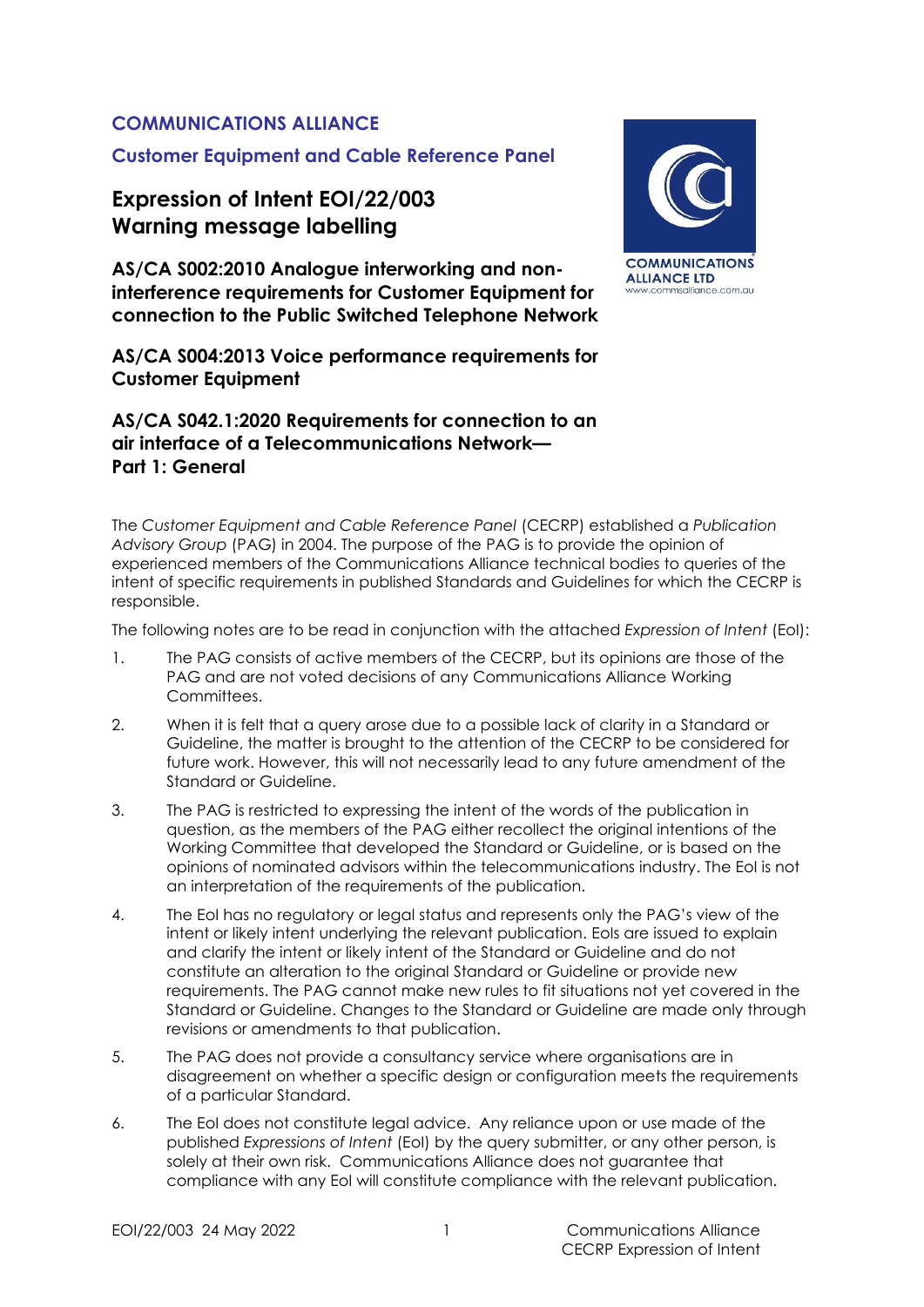**COMMUNICATIONS ALLIANCE**

**Customer Equipment and Cable Reference Panel**

# Expression of Intent EOI/22/003
# Warning message labelling

## AS/CA S002:2010 Analogue interworking and non-interference requirements for Customer Equipment for connection to the Public Switched Telephone Network

## AS/CA S004:2013 Voice performance requirements for Customer Equipment

## AS/CA S042.1:2020 Requirements for connection to an air interface of a Telecommunications Network— Part 1: General

The *Customer Equipment and Cable Reference Panel* (CECRP) established a *Publication Advisory Group* (PAG) in 2004. The purpose of the PAG is to provide the opinion of experienced members of the Communications Alliance technical bodies to queries of the intent of specific requirements in published Standards and Guidelines for which the CECRP is responsible.

The following notes are to be read in conjunction with the attached *Expression of Intent* (EoI):

1. The PAG consists of active members of the CECRP, but its opinions are those of the PAG and are not voted decisions of any Communications Alliance Working Committees.
2. When it is felt that a query arose due to a possible lack of clarity in a Standard or Guideline, the matter is brought to the attention of the CECRP to be considered for future work. However, this will not necessarily lead to any future amendment of the Standard or Guideline.
3. The PAG is restricted to expressing the intent of the words of the publication in question, as the members of the PAG either recollect the original intentions of the Working Committee that developed the Standard or Guideline, or is based on the opinions of nominated advisors within the telecommunications industry. The EoI is not an interpretation of the requirements of the publication.
4. The EoI has no regulatory or legal status and represents only the PAG's view of the intent or likely intent underlying the relevant publication. EoIs are issued to explain and clarify the intent or likely intent of the Standard or Guideline and do not constitute an alteration to the original Standard or Guideline or provide new requirements. The PAG cannot make new rules to fit situations not yet covered in the Standard or Guideline. Changes to the Standard or Guideline are made only through revisions or amendments to that publication.
5. The PAG does not provide a consultancy service where organisations are in disagreement on whether a specific design or configuration meets the requirements of a particular Standard.
6. The EoI does not constitute legal advice. Any reliance upon or use made of the published *Expressions of Intent* (EoI) by the query submitter, or any other person, is solely at their own risk. Communications Alliance does not guarantee that compliance with any EoI will constitute compliance with the relevant publication.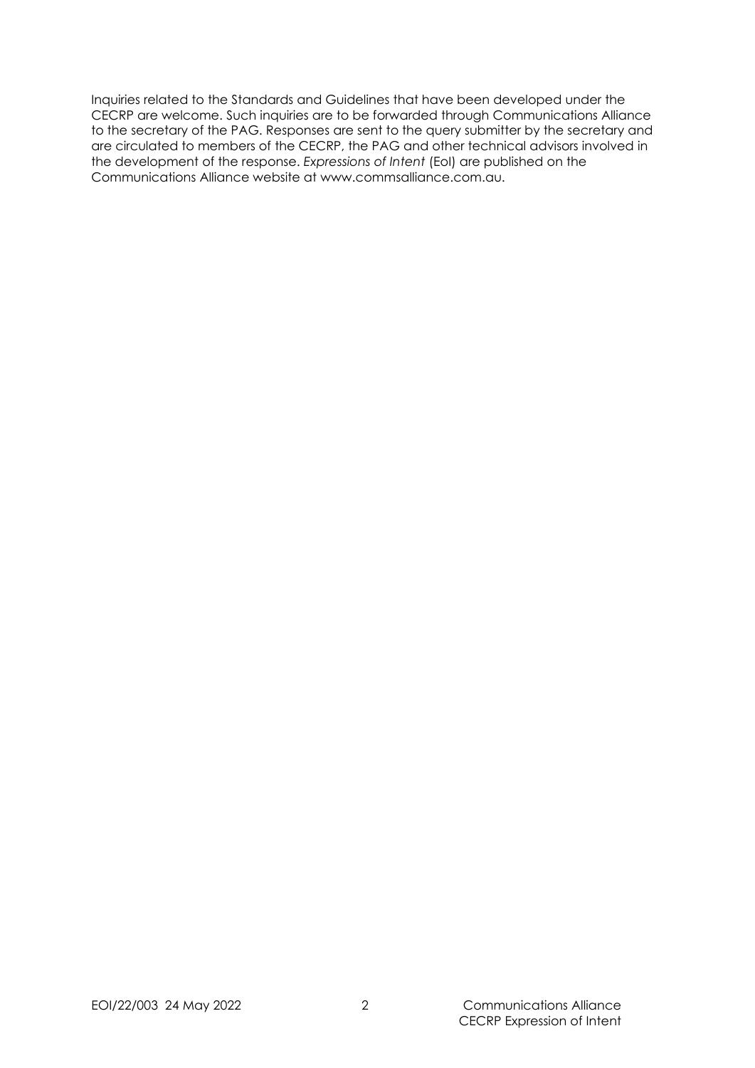Inquiries related to the Standards and Guidelines that have been developed under the CECRP are welcome. Such inquiries are to be forwarded through Communications Alliance to the secretary of the PAG. Responses are sent to the query submitter by the secretary and are circulated to members of the CECRP, the PAG and other technical advisors involved in the development of the response. *Expressions of Intent* (EoI) are published on the Communications Alliance website at www.commsalliance.com.au.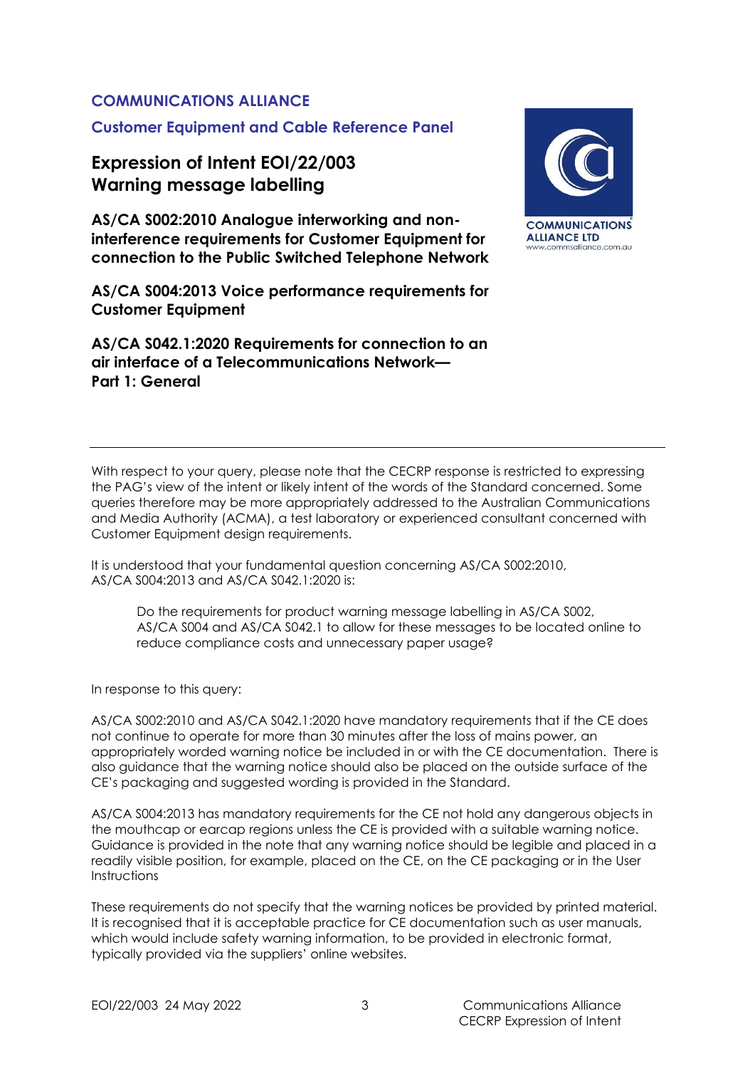**COMMUNICATIONS ALLIANCE**

**Customer Equipment and Cable Reference Panel**

# Expression of Intent EOI/22/003 Warning message labelling

**AS/CA S002:2010 Analogue interworking and non-interference requirements for Customer Equipment for connection to the Public Switched Telephone Network**

**AS/CA S004:2013 Voice performance requirements for Customer Equipment**

**AS/CA S042.1:2020 Requirements for connection to an air interface of a Telecommunications Network— Part 1: General**

---

With respect to your query, please note that the CECRP response is restricted to expressing the PAG's view of the intent or likely intent of the words of the Standard concerned. Some queries therefore may be more appropriately addressed to the Australian Communications and Media Authority (ACMA), a test laboratory or experienced consultant concerned with Customer Equipment design requirements.

It is understood that your fundamental question concerning AS/CA S002:2010, AS/CA S004:2013 and AS/CA S042.1:2020 is:

> Do the requirements for product warning message labelling in AS/CA S002, AS/CA S004 and AS/CA S042.1 to allow for these messages to be located online to reduce compliance costs and unnecessary paper usage?

In response to this query:

AS/CA S002:2010 and AS/CA S042.1:2020 have mandatory requirements that if the CE does not continue to operate for more than 30 minutes after the loss of mains power, an appropriately worded warning notice be included in or with the CE documentation. There is also guidance that the warning notice should also be placed on the outside surface of the CE's packaging and suggested wording is provided in the Standard.

AS/CA S004:2013 has mandatory requirements for the CE not hold any dangerous objects in the mouthcap or earcap regions unless the CE is provided with a suitable warning notice. Guidance is provided in the note that any warning notice should be legible and placed in a readily visible position, for example, placed on the CE, on the CE packaging or in the User Instructions

These requirements do not specify that the warning notices be provided by printed material. It is recognised that it is acceptable practice for CE documentation such as user manuals, which would include safety warning information, to be provided in electronic format, typically provided via the suppliers' online websites.